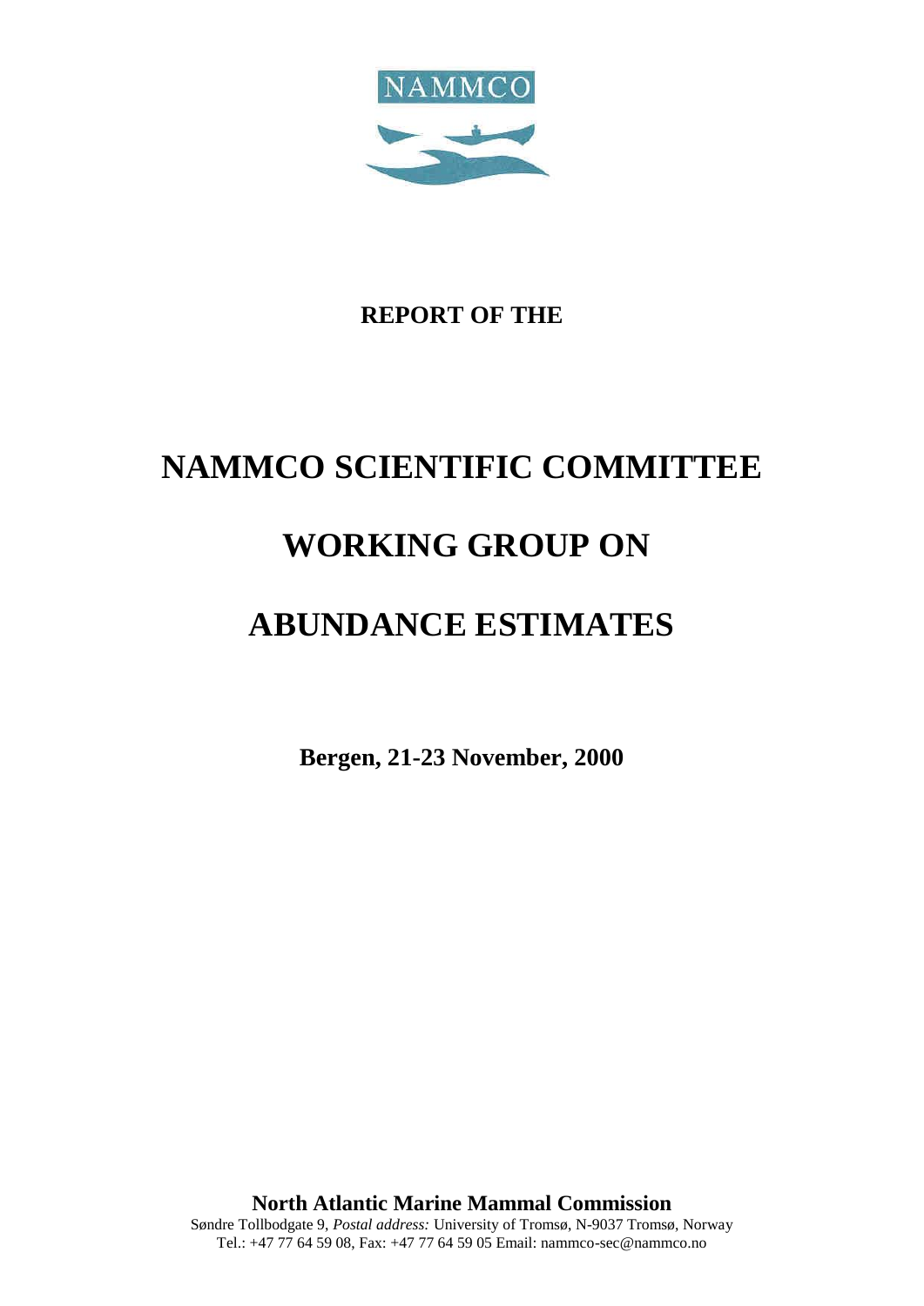NAMMCO

**REPORT OF THE**

# NAMMCO SCIENTIFIC COMMITTEE

# WORKING GROUP ON

# ABUNDANCE ESTIMATES

**Bergen, 21-23 November, 2000**

**North Atlantic Marine Mammal Commission**
Søndre Tollbodgate 9, *Postal address:* University of Tromsø, N-9037 Tromsø, Norway
Tel.: +47 77 64 59 08, Fax: +47 77 64 59 05 Email: nammco-sec@nammco.no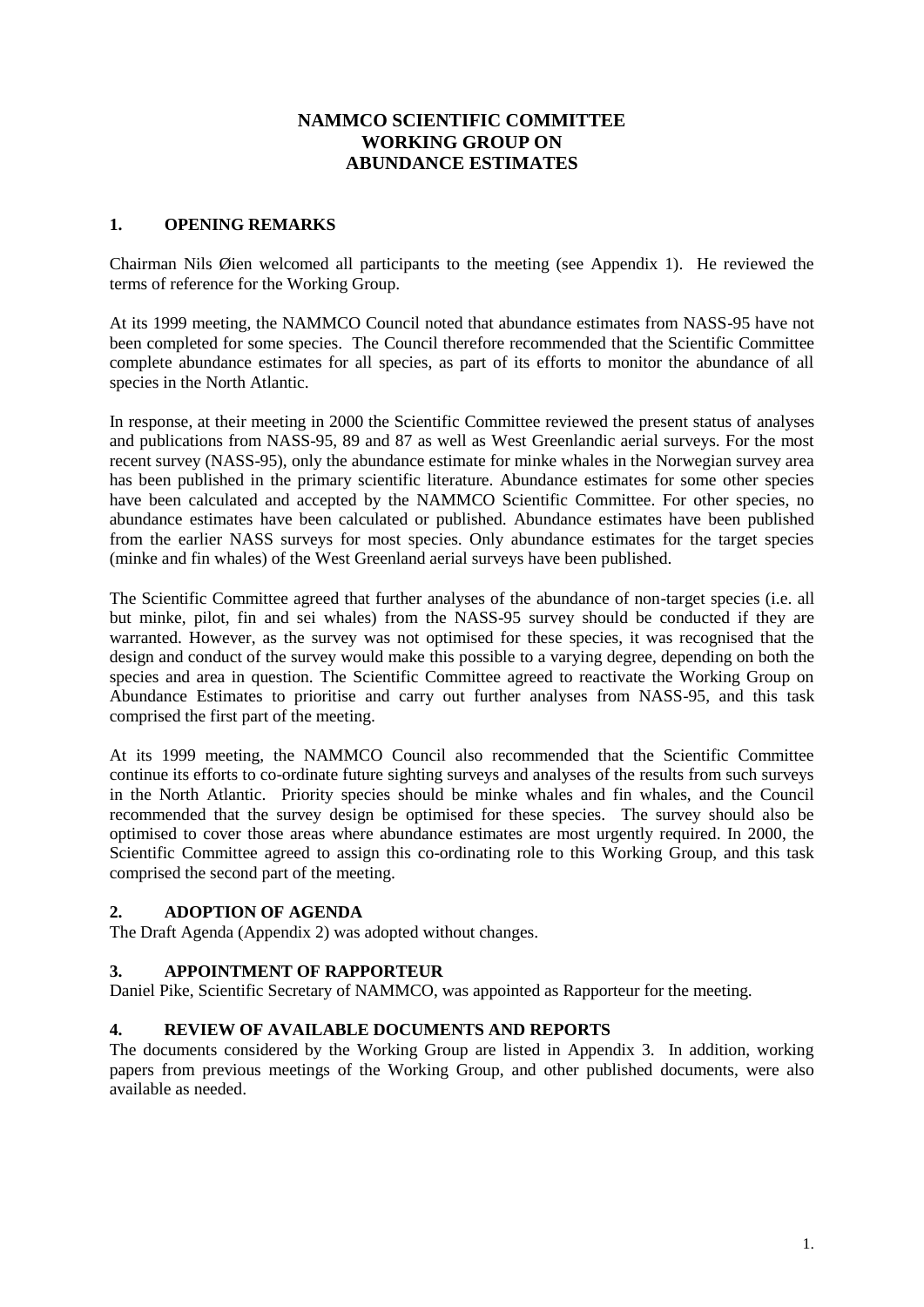# NAMMCO SCIENTIFIC COMMITTEE WORKING GROUP ON ABUNDANCE ESTIMATES

## 1. OPENING REMARKS

Chairman Nils Øien welcomed all participants to the meeting (see Appendix 1). He reviewed the terms of reference for the Working Group.

At its 1999 meeting, the NAMMCO Council noted that abundance estimates from NASS-95 have not been completed for some species. The Council therefore recommended that the Scientific Committee complete abundance estimates for all species, as part of its efforts to monitor the abundance of all species in the North Atlantic.

In response, at their meeting in 2000 the Scientific Committee reviewed the present status of analyses and publications from NASS-95, 89 and 87 as well as West Greenlandic aerial surveys. For the most recent survey (NASS-95), only the abundance estimate for minke whales in the Norwegian survey area has been published in the primary scientific literature. Abundance estimates for some other species have been calculated and accepted by the NAMMCO Scientific Committee. For other species, no abundance estimates have been calculated or published. Abundance estimates have been published from the earlier NASS surveys for most species. Only abundance estimates for the target species (minke and fin whales) of the West Greenland aerial surveys have been published.

The Scientific Committee agreed that further analyses of the abundance of non-target species (i.e. all but minke, pilot, fin and sei whales) from the NASS-95 survey should be conducted if they are warranted. However, as the survey was not optimised for these species, it was recognised that the design and conduct of the survey would make this possible to a varying degree, depending on both the species and area in question. The Scientific Committee agreed to reactivate the Working Group on Abundance Estimates to prioritise and carry out further analyses from NASS-95, and this task comprised the first part of the meeting.

At its 1999 meeting, the NAMMCO Council also recommended that the Scientific Committee continue its efforts to co-ordinate future sighting surveys and analyses of the results from such surveys in the North Atlantic. Priority species should be minke whales and fin whales, and the Council recommended that the survey design be optimised for these species. The survey should also be optimised to cover those areas where abundance estimates are most urgently required. In 2000, the Scientific Committee agreed to assign this co-ordinating role to this Working Group, and this task comprised the second part of the meeting.

## 2. ADOPTION OF AGENDA

The Draft Agenda (Appendix 2) was adopted without changes.

## 3. APPOINTMENT OF RAPPORTEUR

Daniel Pike, Scientific Secretary of NAMMCO, was appointed as Rapporteur for the meeting.

## 4. REVIEW OF AVAILABLE DOCUMENTS AND REPORTS

The documents considered by the Working Group are listed in Appendix 3. In addition, working papers from previous meetings of the Working Group, and other published documents, were also available as needed.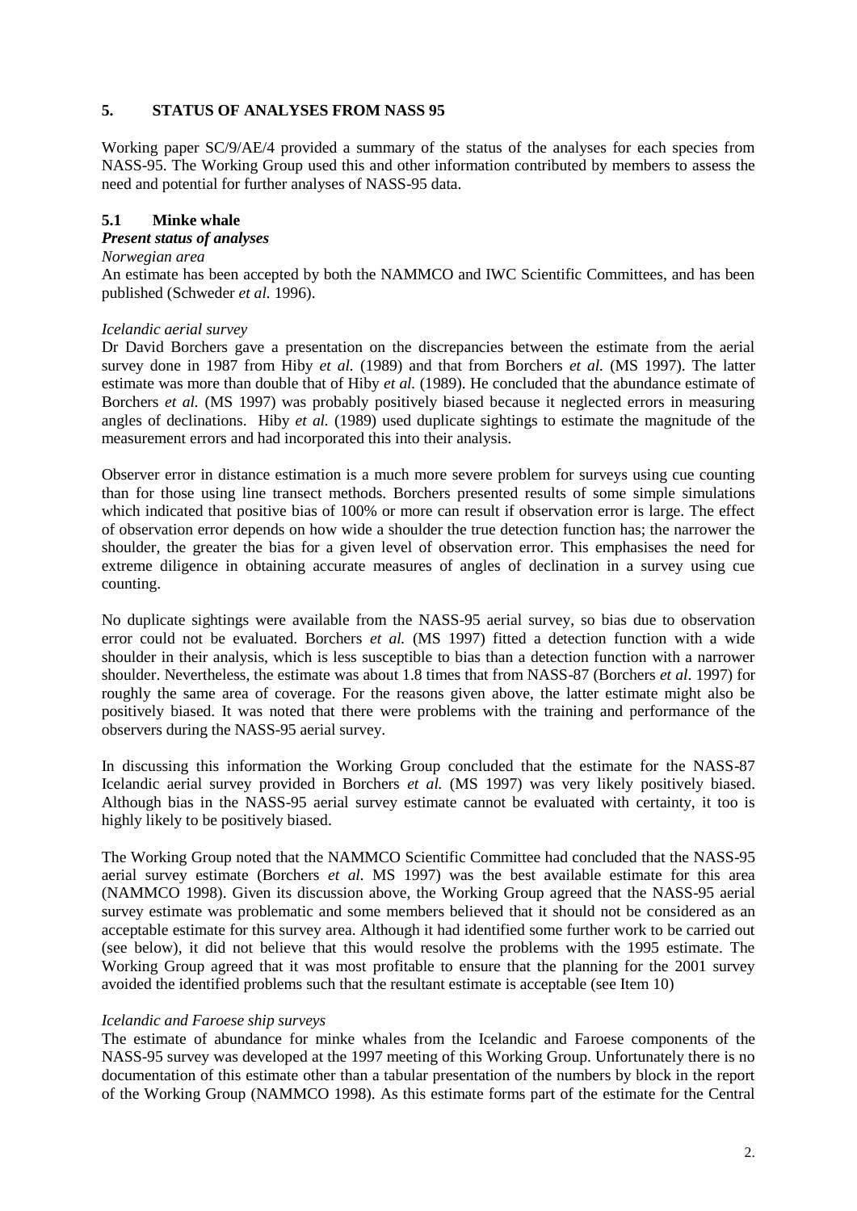## 5. STATUS OF ANALYSES FROM NASS 95

Working paper SC/9/AE/4 provided a summary of the status of the analyses for each species from NASS-95. The Working Group used this and other information contributed by members to assess the need and potential for further analyses of NASS-95 data.

### 5.1 Minke whale

***Present status of analyses***

*Norwegian area*

An estimate has been accepted by both the NAMMCO and IWC Scientific Committees, and has been published (Schweder *et al.* 1996).

*Icelandic aerial survey*

Dr David Borchers gave a presentation on the discrepancies between the estimate from the aerial survey done in 1987 from Hiby *et al.* (1989) and that from Borchers *et al.* (MS 1997). The latter estimate was more than double that of Hiby *et al.* (1989). He concluded that the abundance estimate of Borchers *et al.* (MS 1997) was probably positively biased because it neglected errors in measuring angles of declinations. Hiby *et al.* (1989) used duplicate sightings to estimate the magnitude of the measurement errors and had incorporated this into their analysis.

Observer error in distance estimation is a much more severe problem for surveys using cue counting than for those using line transect methods. Borchers presented results of some simple simulations which indicated that positive bias of 100% or more can result if observation error is large. The effect of observation error depends on how wide a shoulder the true detection function has; the narrower the shoulder, the greater the bias for a given level of observation error. This emphasises the need for extreme diligence in obtaining accurate measures of angles of declination in a survey using cue counting.

No duplicate sightings were available from the NASS-95 aerial survey, so bias due to observation error could not be evaluated. Borchers *et al.* (MS 1997) fitted a detection function with a wide shoulder in their analysis, which is less susceptible to bias than a detection function with a narrower shoulder. Nevertheless, the estimate was about 1.8 times that from NASS-87 (Borchers *et al*. 1997) for roughly the same area of coverage. For the reasons given above, the latter estimate might also be positively biased. It was noted that there were problems with the training and performance of the observers during the NASS-95 aerial survey.

In discussing this information the Working Group concluded that the estimate for the NASS-87 Icelandic aerial survey provided in Borchers *et al.* (MS 1997) was very likely positively biased. Although bias in the NASS-95 aerial survey estimate cannot be evaluated with certainty, it too is highly likely to be positively biased.

The Working Group noted that the NAMMCO Scientific Committee had concluded that the NASS-95 aerial survey estimate (Borchers *et al.* MS 1997) was the best available estimate for this area (NAMMCO 1998). Given its discussion above, the Working Group agreed that the NASS-95 aerial survey estimate was problematic and some members believed that it should not be considered as an acceptable estimate for this survey area. Although it had identified some further work to be carried out (see below), it did not believe that this would resolve the problems with the 1995 estimate. The Working Group agreed that it was most profitable to ensure that the planning for the 2001 survey avoided the identified problems such that the resultant estimate is acceptable (see Item 10)

*Icelandic and Faroese ship surveys*

The estimate of abundance for minke whales from the Icelandic and Faroese components of the NASS-95 survey was developed at the 1997 meeting of this Working Group. Unfortunately there is no documentation of this estimate other than a tabular presentation of the numbers by block in the report of the Working Group (NAMMCO 1998). As this estimate forms part of the estimate for the Central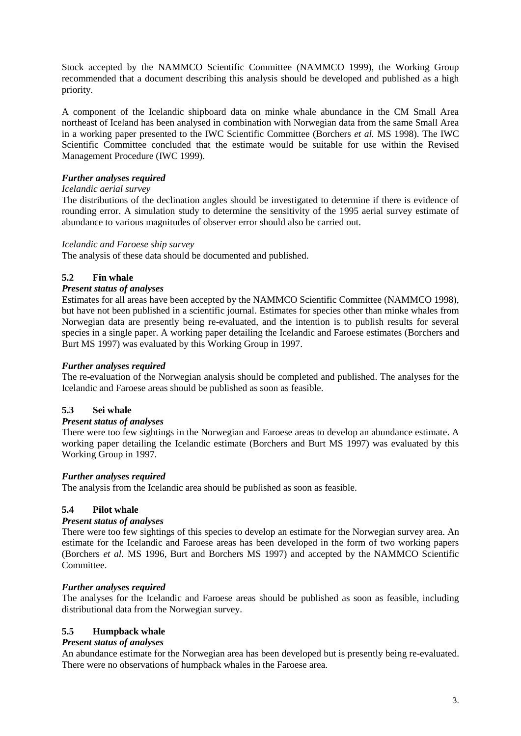Stock accepted by the NAMMCO Scientific Committee (NAMMCO 1999), the Working Group recommended that a document describing this analysis should be developed and published as a high priority.

A component of the Icelandic shipboard data on minke whale abundance in the CM Small Area northeast of Iceland has been analysed in combination with Norwegian data from the same Small Area in a working paper presented to the IWC Scientific Committee (Borchers *et al.* MS 1998). The IWC Scientific Committee concluded that the estimate would be suitable for use within the Revised Management Procedure (IWC 1999).

***Further analyses required***

*Icelandic aerial survey*

The distributions of the declination angles should be investigated to determine if there is evidence of rounding error. A simulation study to determine the sensitivity of the 1995 aerial survey estimate of abundance to various magnitudes of observer error should also be carried out.

*Icelandic and Faroese ship survey*

The analysis of these data should be documented and published.

### 5.2 Fin whale

***Present status of analyses***

Estimates for all areas have been accepted by the NAMMCO Scientific Committee (NAMMCO 1998), but have not been published in a scientific journal. Estimates for species other than minke whales from Norwegian data are presently being re-evaluated, and the intention is to publish results for several species in a single paper. A working paper detailing the Icelandic and Faroese estimates (Borchers and Burt MS 1997) was evaluated by this Working Group in 1997.

***Further analyses required***

The re-evaluation of the Norwegian analysis should be completed and published. The analyses for the Icelandic and Faroese areas should be published as soon as feasible.

### 5.3 Sei whale

***Present status of analyses***

There were too few sightings in the Norwegian and Faroese areas to develop an abundance estimate. A working paper detailing the Icelandic estimate (Borchers and Burt MS 1997) was evaluated by this Working Group in 1997.

***Further analyses required***

The analysis from the Icelandic area should be published as soon as feasible.

### 5.4 Pilot whale

***Present status of analyses***

There were too few sightings of this species to develop an estimate for the Norwegian survey area. An estimate for the Icelandic and Faroese areas has been developed in the form of two working papers (Borchers *et al*. MS 1996, Burt and Borchers MS 1997) and accepted by the NAMMCO Scientific Committee.

***Further analyses required***

The analyses for the Icelandic and Faroese areas should be published as soon as feasible, including distributional data from the Norwegian survey.

### 5.5 Humpback whale

***Present status of analyses***

An abundance estimate for the Norwegian area has been developed but is presently being re-evaluated. There were no observations of humpback whales in the Faroese area.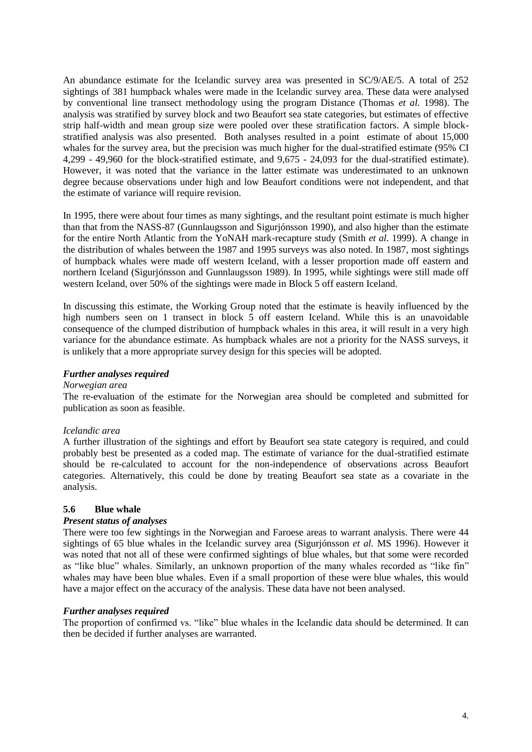An abundance estimate for the Icelandic survey area was presented in SC/9/AE/5. A total of 252 sightings of 381 humpback whales were made in the Icelandic survey area. These data were analysed by conventional line transect methodology using the program Distance (Thomas *et al.* 1998). The analysis was stratified by survey block and two Beaufort sea state categories, but estimates of effective strip half-width and mean group size were pooled over these stratification factors. A simple block-stratified analysis was also presented. Both analyses resulted in a point estimate of about 15,000 whales for the survey area, but the precision was much higher for the dual-stratified estimate (95% CI 4,299 - 49,960 for the block-stratified estimate, and 9,675 - 24,093 for the dual-stratified estimate). However, it was noted that the variance in the latter estimate was underestimated to an unknown degree because observations under high and low Beaufort conditions were not independent, and that the estimate of variance will require revision.

In 1995, there were about four times as many sightings, and the resultant point estimate is much higher than that from the NASS-87 (Gunnlaugsson and Sigurjónsson 1990), and also higher than the estimate for the entire North Atlantic from the YoNAH mark-recapture study (Smith *et al.* 1999). A change in the distribution of whales between the 1987 and 1995 surveys was also noted. In 1987, most sightings of humpback whales were made off western Iceland, with a lesser proportion made off eastern and northern Iceland (Sigurjónsson and Gunnlaugsson 1989). In 1995, while sightings were still made off western Iceland, over 50% of the sightings were made in Block 5 off eastern Iceland.

In discussing this estimate, the Working Group noted that the estimate is heavily influenced by the high numbers seen on 1 transect in block 5 off eastern Iceland. While this is an unavoidable consequence of the clumped distribution of humpback whales in this area, it will result in a very high variance for the abundance estimate. As humpback whales are not a priority for the NASS surveys, it is unlikely that a more appropriate survey design for this species will be adopted.

#### *Further analyses required*

*Norwegian area*

The re-evaluation of the estimate for the Norwegian area should be completed and submitted for publication as soon as feasible.

*Icelandic area*

A further illustration of the sightings and effort by Beaufort sea state category is required, and could probably best be presented as a coded map. The estimate of variance for the dual-stratified estimate should be re-calculated to account for the non-independence of observations across Beaufort categories. Alternatively, this could be done by treating Beaufort sea state as a covariate in the analysis.

### 5.6 Blue whale

#### *Present status of analyses*

There were too few sightings in the Norwegian and Faroese areas to warrant analysis. There were 44 sightings of 65 blue whales in the Icelandic survey area (Sigurjónsson *et al.* MS 1996). However it was noted that not all of these were confirmed sightings of blue whales, but that some were recorded as "like blue" whales. Similarly, an unknown proportion of the many whales recorded as "like fin" whales may have been blue whales. Even if a small proportion of these were blue whales, this would have a major effect on the accuracy of the analysis. These data have not been analysed.

#### *Further analyses required*

The proportion of confirmed vs. "like" blue whales in the Icelandic data should be determined. It can then be decided if further analyses are warranted.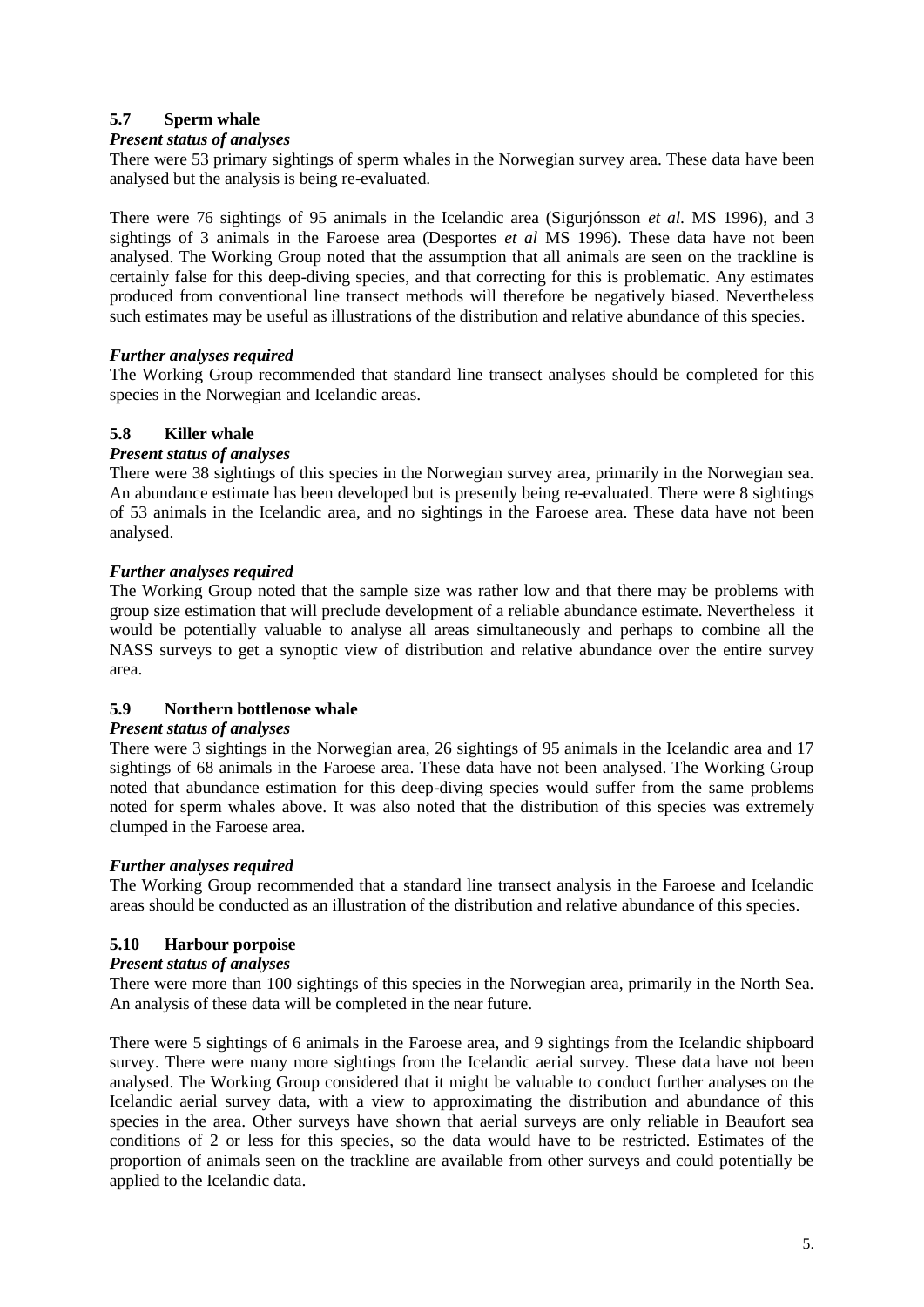### 5.7 Sperm whale

***Present status of analyses***

There were 53 primary sightings of sperm whales in the Norwegian survey area. These data have been analysed but the analysis is being re-evaluated.

There were 76 sightings of 95 animals in the Icelandic area (Sigurjónsson *et al.* MS 1996), and 3 sightings of 3 animals in the Faroese area (Desportes *et al* MS 1996). These data have not been analysed. The Working Group noted that the assumption that all animals are seen on the trackline is certainly false for this deep-diving species, and that correcting for this is problematic. Any estimates produced from conventional line transect methods will therefore be negatively biased. Nevertheless such estimates may be useful as illustrations of the distribution and relative abundance of this species.

***Further analyses required***

The Working Group recommended that standard line transect analyses should be completed for this species in the Norwegian and Icelandic areas.

### 5.8 Killer whale

***Present status of analyses***

There were 38 sightings of this species in the Norwegian survey area, primarily in the Norwegian sea. An abundance estimate has been developed but is presently being re-evaluated. There were 8 sightings of 53 animals in the Icelandic area, and no sightings in the Faroese area. These data have not been analysed.

***Further analyses required***

The Working Group noted that the sample size was rather low and that there may be problems with group size estimation that will preclude development of a reliable abundance estimate. Nevertheless it would be potentially valuable to analyse all areas simultaneously and perhaps to combine all the NASS surveys to get a synoptic view of distribution and relative abundance over the entire survey area.

### 5.9 Northern bottlenose whale

***Present status of analyses***

There were 3 sightings in the Norwegian area, 26 sightings of 95 animals in the Icelandic area and 17 sightings of 68 animals in the Faroese area. These data have not been analysed. The Working Group noted that abundance estimation for this deep-diving species would suffer from the same problems noted for sperm whales above. It was also noted that the distribution of this species was extremely clumped in the Faroese area.

***Further analyses required***

The Working Group recommended that a standard line transect analysis in the Faroese and Icelandic areas should be conducted as an illustration of the distribution and relative abundance of this species.

### 5.10 Harbour porpoise

***Present status of analyses***

There were more than 100 sightings of this species in the Norwegian area, primarily in the North Sea. An analysis of these data will be completed in the near future.

There were 5 sightings of 6 animals in the Faroese area, and 9 sightings from the Icelandic shipboard survey. There were many more sightings from the Icelandic aerial survey. These data have not been analysed. The Working Group considered that it might be valuable to conduct further analyses on the Icelandic aerial survey data, with a view to approximating the distribution and abundance of this species in the area. Other surveys have shown that aerial surveys are only reliable in Beaufort sea conditions of 2 or less for this species, so the data would have to be restricted. Estimates of the proportion of animals seen on the trackline are available from other surveys and could potentially be applied to the Icelandic data.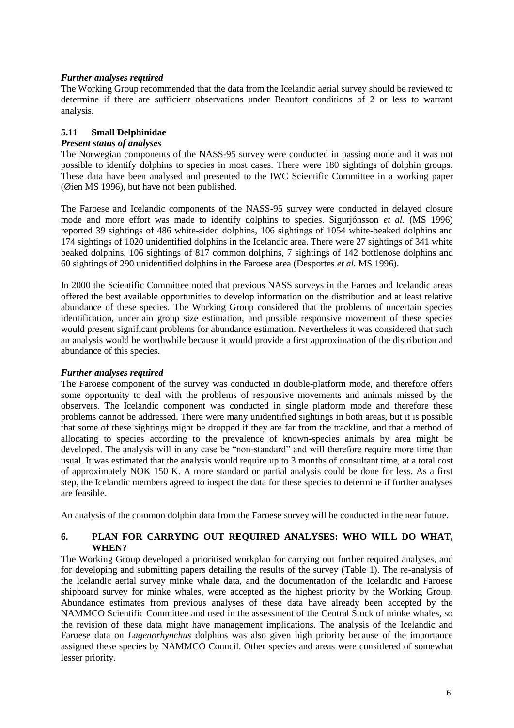### *Further analyses required*

The Working Group recommended that the data from the Icelandic aerial survey should be reviewed to determine if there are sufficient observations under Beaufort conditions of 2 or less to warrant analysis.

## 5.11 Small Delphinidae

### *Present status of analyses*

The Norwegian components of the NASS-95 survey were conducted in passing mode and it was not possible to identify dolphins to species in most cases. There were 180 sightings of dolphin groups. These data have been analysed and presented to the IWC Scientific Committee in a working paper (Øien MS 1996), but have not been published.

The Faroese and Icelandic components of the NASS-95 survey were conducted in delayed closure mode and more effort was made to identify dolphins to species. Sigurjónsson *et al*. (MS 1996) reported 39 sightings of 486 white-sided dolphins, 106 sightings of 1054 white-beaked dolphins and 174 sightings of 1020 unidentified dolphins in the Icelandic area. There were 27 sightings of 341 white beaked dolphins, 106 sightings of 817 common dolphins, 7 sightings of 142 bottlenose dolphins and 60 sightings of 290 unidentified dolphins in the Faroese area (Desportes *et al.* MS 1996).

In 2000 the Scientific Committee noted that previous NASS surveys in the Faroes and Icelandic areas offered the best available opportunities to develop information on the distribution and at least relative abundance of these species. The Working Group considered that the problems of uncertain species identification, uncertain group size estimation, and possible responsive movement of these species would present significant problems for abundance estimation. Nevertheless it was considered that such an analysis would be worthwhile because it would provide a first approximation of the distribution and abundance of this species.

### *Further analyses required*

The Faroese component of the survey was conducted in double-platform mode, and therefore offers some opportunity to deal with the problems of responsive movements and animals missed by the observers. The Icelandic component was conducted in single platform mode and therefore these problems cannot be addressed. There were many unidentified sightings in both areas, but it is possible that some of these sightings might be dropped if they are far from the trackline, and that a method of allocating to species according to the prevalence of known-species animals by area might be developed. The analysis will in any case be "non-standard" and will therefore require more time than usual. It was estimated that the analysis would require up to 3 months of consultant time, at a total cost of approximately NOK 150 K. A more standard or partial analysis could be done for less. As a first step, the Icelandic members agreed to inspect the data for these species to determine if further analyses are feasible.

An analysis of the common dolphin data from the Faroese survey will be conducted in the near future.

## 6. PLAN FOR CARRYING OUT REQUIRED ANALYSES: WHO WILL DO WHAT, WHEN?

The Working Group developed a prioritised workplan for carrying out further required analyses, and for developing and submitting papers detailing the results of the survey (Table 1). The re-analysis of the Icelandic aerial survey minke whale data, and the documentation of the Icelandic and Faroese shipboard survey for minke whales, were accepted as the highest priority by the Working Group. Abundance estimates from previous analyses of these data have already been accepted by the NAMMCO Scientific Committee and used in the assessment of the Central Stock of minke whales, so the revision of these data might have management implications. The analysis of the Icelandic and Faroese data on *Lagenorhynchus* dolphins was also given high priority because of the importance assigned these species by NAMMCO Council. Other species and areas were considered of somewhat lesser priority.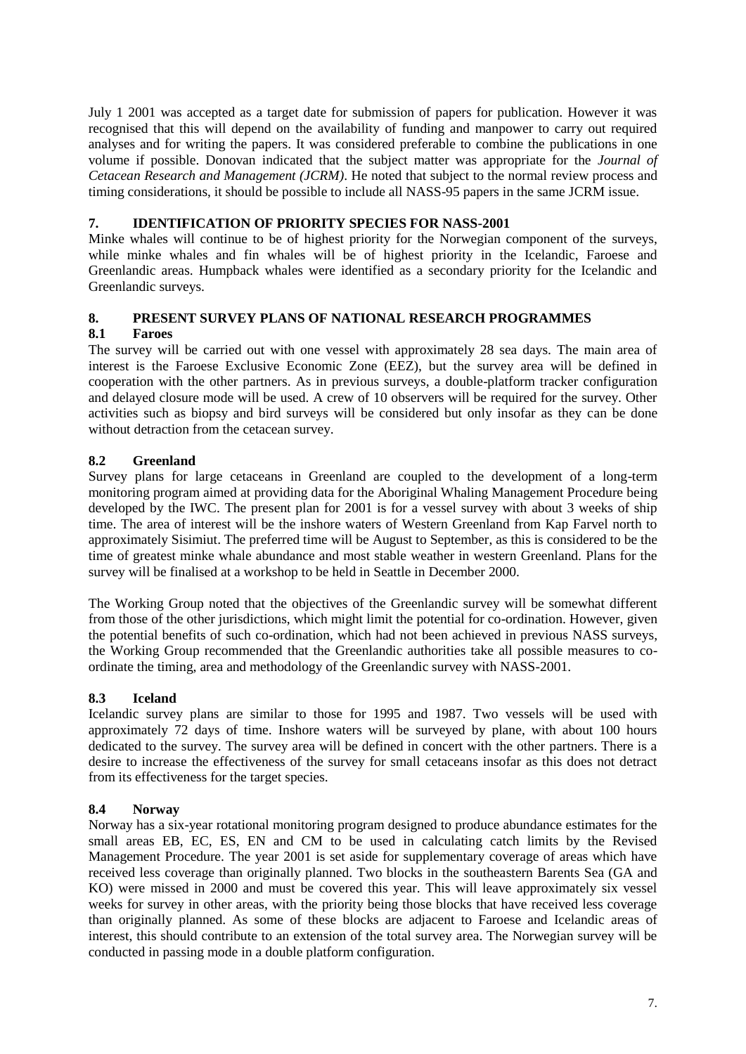July 1 2001 was accepted as a target date for submission of papers for publication. However it was recognised that this will depend on the availability of funding and manpower to carry out required analyses and for writing the papers. It was considered preferable to combine the publications in one volume if possible. Donovan indicated that the subject matter was appropriate for the *Journal of Cetacean Research and Management (JCRM)*. He noted that subject to the normal review process and timing considerations, it should be possible to include all NASS-95 papers in the same JCRM issue.

## 7. IDENTIFICATION OF PRIORITY SPECIES FOR NASS-2001

Minke whales will continue to be of highest priority for the Norwegian component of the surveys, while minke whales and fin whales will be of highest priority in the Icelandic, Faroese and Greenlandic areas. Humpback whales were identified as a secondary priority for the Icelandic and Greenlandic surveys.

## 8. PRESENT SURVEY PLANS OF NATIONAL RESEARCH PROGRAMMES

### 8.1 Faroes

The survey will be carried out with one vessel with approximately 28 sea days. The main area of interest is the Faroese Exclusive Economic Zone (EEZ), but the survey area will be defined in cooperation with the other partners. As in previous surveys, a double-platform tracker configuration and delayed closure mode will be used. A crew of 10 observers will be required for the survey. Other activities such as biopsy and bird surveys will be considered but only insofar as they can be done without detraction from the cetacean survey.

### 8.2 Greenland

Survey plans for large cetaceans in Greenland are coupled to the development of a long-term monitoring program aimed at providing data for the Aboriginal Whaling Management Procedure being developed by the IWC. The present plan for 2001 is for a vessel survey with about 3 weeks of ship time. The area of interest will be the inshore waters of Western Greenland from Kap Farvel north to approximately Sisimiut. The preferred time will be August to September, as this is considered to be the time of greatest minke whale abundance and most stable weather in western Greenland. Plans for the survey will be finalised at a workshop to be held in Seattle in December 2000.

The Working Group noted that the objectives of the Greenlandic survey will be somewhat different from those of the other jurisdictions, which might limit the potential for co-ordination. However, given the potential benefits of such co-ordination, which had not been achieved in previous NASS surveys, the Working Group recommended that the Greenlandic authorities take all possible measures to co-ordinate the timing, area and methodology of the Greenlandic survey with NASS-2001.

### 8.3 Iceland

Icelandic survey plans are similar to those for 1995 and 1987. Two vessels will be used with approximately 72 days of time. Inshore waters will be surveyed by plane, with about 100 hours dedicated to the survey. The survey area will be defined in concert with the other partners. There is a desire to increase the effectiveness of the survey for small cetaceans insofar as this does not detract from its effectiveness for the target species.

### 8.4 Norway

Norway has a six-year rotational monitoring program designed to produce abundance estimates for the small areas EB, EC, ES, EN and CM to be used in calculating catch limits by the Revised Management Procedure. The year 2001 is set aside for supplementary coverage of areas which have received less coverage than originally planned. Two blocks in the southeastern Barents Sea (GA and KO) were missed in 2000 and must be covered this year. This will leave approximately six vessel weeks for survey in other areas, with the priority being those blocks that have received less coverage than originally planned. As some of these blocks are adjacent to Faroese and Icelandic areas of interest, this should contribute to an extension of the total survey area. The Norwegian survey will be conducted in passing mode in a double platform configuration.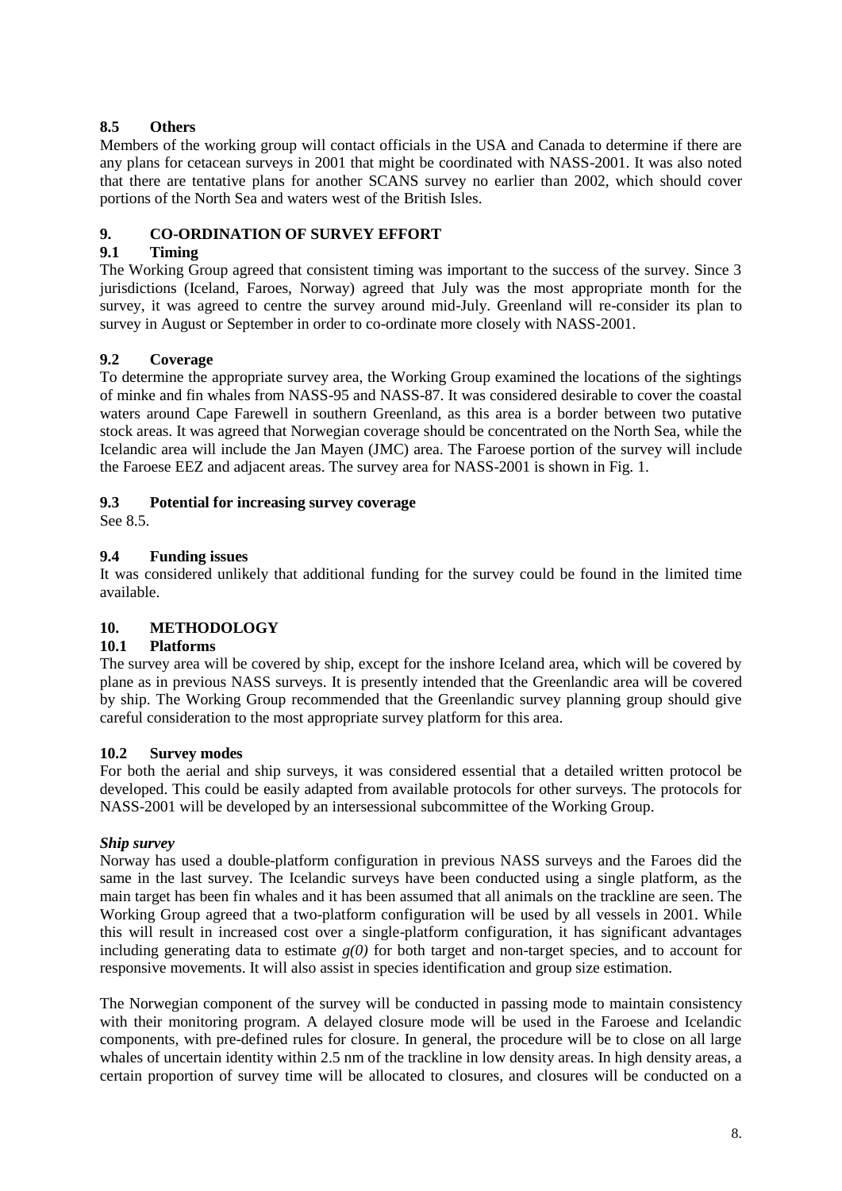### 8.5 Others

Members of the working group will contact officials in the USA and Canada to determine if there are any plans for cetacean surveys in 2001 that might be coordinated with NASS-2001. It was also noted that there are tentative plans for another SCANS survey no earlier than 2002, which should cover portions of the North Sea and waters west of the British Isles.

## 9. CO-ORDINATION OF SURVEY EFFORT

### 9.1 Timing

The Working Group agreed that consistent timing was important to the success of the survey. Since 3 jurisdictions (Iceland, Faroes, Norway) agreed that July was the most appropriate month for the survey, it was agreed to centre the survey around mid-July. Greenland will re-consider its plan to survey in August or September in order to co-ordinate more closely with NASS-2001.

### 9.2 Coverage

To determine the appropriate survey area, the Working Group examined the locations of the sightings of minke and fin whales from NASS-95 and NASS-87. It was considered desirable to cover the coastal waters around Cape Farewell in southern Greenland, as this area is a border between two putative stock areas. It was agreed that Norwegian coverage should be concentrated on the North Sea, while the Icelandic area will include the Jan Mayen (JMC) area. The Faroese portion of the survey will include the Faroese EEZ and adjacent areas. The survey area for NASS-2001 is shown in Fig. 1.

### 9.3 Potential for increasing survey coverage

See 8.5.

### 9.4 Funding issues

It was considered unlikely that additional funding for the survey could be found in the limited time available.

## 10. METHODOLOGY

### 10.1 Platforms

The survey area will be covered by ship, except for the inshore Iceland area, which will be covered by plane as in previous NASS surveys. It is presently intended that the Greenlandic area will be covered by ship. The Working Group recommended that the Greenlandic survey planning group should give careful consideration to the most appropriate survey platform for this area.

### 10.2 Survey modes

For both the aerial and ship surveys, it was considered essential that a detailed written protocol be developed. This could be easily adapted from available protocols for other surveys. The protocols for NASS-2001 will be developed by an intersessional subcommittee of the Working Group.

***Ship survey***

Norway has used a double-platform configuration in previous NASS surveys and the Faroes did the same in the last survey. The Icelandic surveys have been conducted using a single platform, as the main target has been fin whales and it has been assumed that all animals on the trackline are seen. The Working Group agreed that a two-platform configuration will be used by all vessels in 2001. While this will result in increased cost over a single-platform configuration, it has significant advantages including generating data to estimate $g(0)$ for both target and non-target species, and to account for responsive movements. It will also assist in species identification and group size estimation.

The Norwegian component of the survey will be conducted in passing mode to maintain consistency with their monitoring program. A delayed closure mode will be used in the Faroese and Icelandic components, with pre-defined rules for closure. In general, the procedure will be to close on all large whales of uncertain identity within 2.5 nm of the trackline in low density areas. In high density areas, a certain proportion of survey time will be allocated to closures, and closures will be conducted on a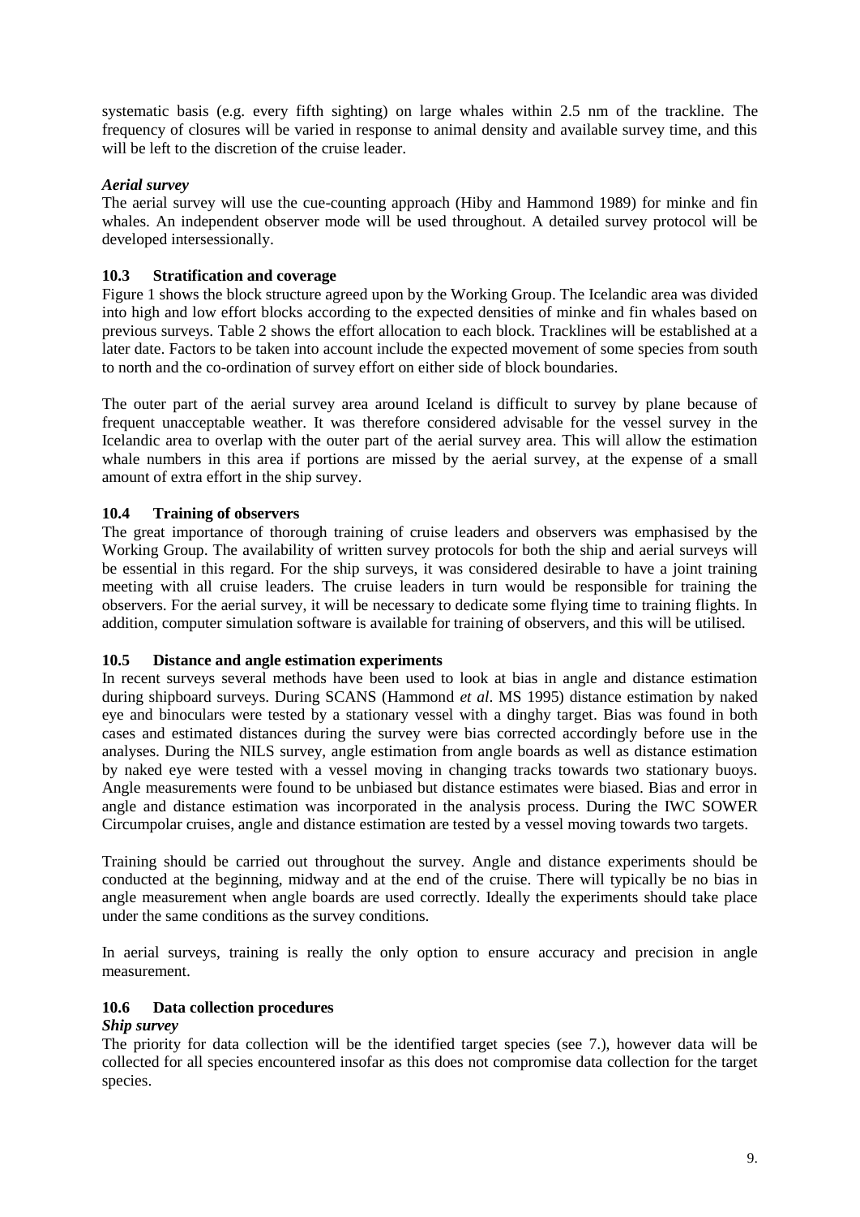systematic basis (e.g. every fifth sighting) on large whales within 2.5 nm of the trackline. The frequency of closures will be varied in response to animal density and available survey time, and this will be left to the discretion of the cruise leader.

***Aerial survey***

The aerial survey will use the cue-counting approach (Hiby and Hammond 1989) for minke and fin whales. An independent observer mode will be used throughout. A detailed survey protocol will be developed intersessionally.

### 10.3 Stratification and coverage

Figure 1 shows the block structure agreed upon by the Working Group. The Icelandic area was divided into high and low effort blocks according to the expected densities of minke and fin whales based on previous surveys. Table 2 shows the effort allocation to each block. Tracklines will be established at a later date. Factors to be taken into account include the expected movement of some species from south to north and the co-ordination of survey effort on either side of block boundaries.

The outer part of the aerial survey area around Iceland is difficult to survey by plane because of frequent unacceptable weather. It was therefore considered advisable for the vessel survey in the Icelandic area to overlap with the outer part of the aerial survey area. This will allow the estimation whale numbers in this area if portions are missed by the aerial survey, at the expense of a small amount of extra effort in the ship survey.

### 10.4 Training of observers

The great importance of thorough training of cruise leaders and observers was emphasised by the Working Group. The availability of written survey protocols for both the ship and aerial surveys will be essential in this regard. For the ship surveys, it was considered desirable to have a joint training meeting with all cruise leaders. The cruise leaders in turn would be responsible for training the observers. For the aerial survey, it will be necessary to dedicate some flying time to training flights. In addition, computer simulation software is available for training of observers, and this will be utilised.

### 10.5 Distance and angle estimation experiments

In recent surveys several methods have been used to look at bias in angle and distance estimation during shipboard surveys. During SCANS (Hammond *et al*. MS 1995) distance estimation by naked eye and binoculars were tested by a stationary vessel with a dinghy target. Bias was found in both cases and estimated distances during the survey were bias corrected accordingly before use in the analyses. During the NILS survey, angle estimation from angle boards as well as distance estimation by naked eye were tested with a vessel moving in changing tracks towards two stationary buoys. Angle measurements were found to be unbiased but distance estimates were biased. Bias and error in angle and distance estimation was incorporated in the analysis process. During the IWC SOWER Circumpolar cruises, angle and distance estimation are tested by a vessel moving towards two targets.

Training should be carried out throughout the survey. Angle and distance experiments should be conducted at the beginning, midway and at the end of the cruise. There will typically be no bias in angle measurement when angle boards are used correctly. Ideally the experiments should take place under the same conditions as the survey conditions.

In aerial surveys, training is really the only option to ensure accuracy and precision in angle measurement.

### 10.6 Data collection procedures

***Ship survey***

The priority for data collection will be the identified target species (see 7.), however data will be collected for all species encountered insofar as this does not compromise data collection for the target species.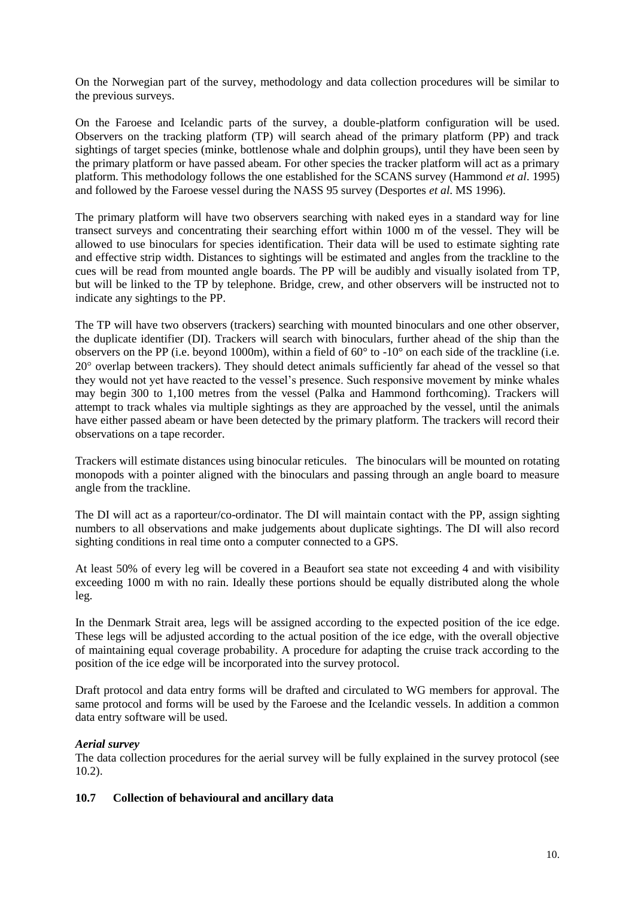On the Norwegian part of the survey, methodology and data collection procedures will be similar to the previous surveys.

On the Faroese and Icelandic parts of the survey, a double-platform configuration will be used. Observers on the tracking platform (TP) will search ahead of the primary platform (PP) and track sightings of target species (minke, bottlenose whale and dolphin groups), until they have been seen by the primary platform or have passed abeam. For other species the tracker platform will act as a primary platform. This methodology follows the one established for the SCANS survey (Hammond *et al*. 1995) and followed by the Faroese vessel during the NASS 95 survey (Desportes *et al*. MS 1996).

The primary platform will have two observers searching with naked eyes in a standard way for line transect surveys and concentrating their searching effort within 1000 m of the vessel. They will be allowed to use binoculars for species identification. Their data will be used to estimate sighting rate and effective strip width. Distances to sightings will be estimated and angles from the trackline to the cues will be read from mounted angle boards. The PP will be audibly and visually isolated from TP, but will be linked to the TP by telephone. Bridge, crew, and other observers will be instructed not to indicate any sightings to the PP.

The TP will have two observers (trackers) searching with mounted binoculars and one other observer, the duplicate identifier (DI). Trackers will search with binoculars, further ahead of the ship than the observers on the PP (i.e. beyond 1000m), within a field of 60° to -10° on each side of the trackline (i.e. 20° overlap between trackers). They should detect animals sufficiently far ahead of the vessel so that they would not yet have reacted to the vessel's presence. Such responsive movement by minke whales may begin 300 to 1,100 metres from the vessel (Palka and Hammond forthcoming). Trackers will attempt to track whales via multiple sightings as they are approached by the vessel, until the animals have either passed abeam or have been detected by the primary platform. The trackers will record their observations on a tape recorder.

Trackers will estimate distances using binocular reticules. The binoculars will be mounted on rotating monopods with a pointer aligned with the binoculars and passing through an angle board to measure angle from the trackline.

The DI will act as a raporteur/co-ordinator. The DI will maintain contact with the PP, assign sighting numbers to all observations and make judgements about duplicate sightings. The DI will also record sighting conditions in real time onto a computer connected to a GPS.

At least 50% of every leg will be covered in a Beaufort sea state not exceeding 4 and with visibility exceeding 1000 m with no rain. Ideally these portions should be equally distributed along the whole leg.

In the Denmark Strait area, legs will be assigned according to the expected position of the ice edge. These legs will be adjusted according to the actual position of the ice edge, with the overall objective of maintaining equal coverage probability. A procedure for adapting the cruise track according to the position of the ice edge will be incorporated into the survey protocol.

Draft protocol and data entry forms will be drafted and circulated to WG members for approval. The same protocol and forms will be used by the Faroese and the Icelandic vessels. In addition a common data entry software will be used.

***Aerial survey***

The data collection procedures for the aerial survey will be fully explained in the survey protocol (see 10.2).

### 10.7 Collection of behavioural and ancillary data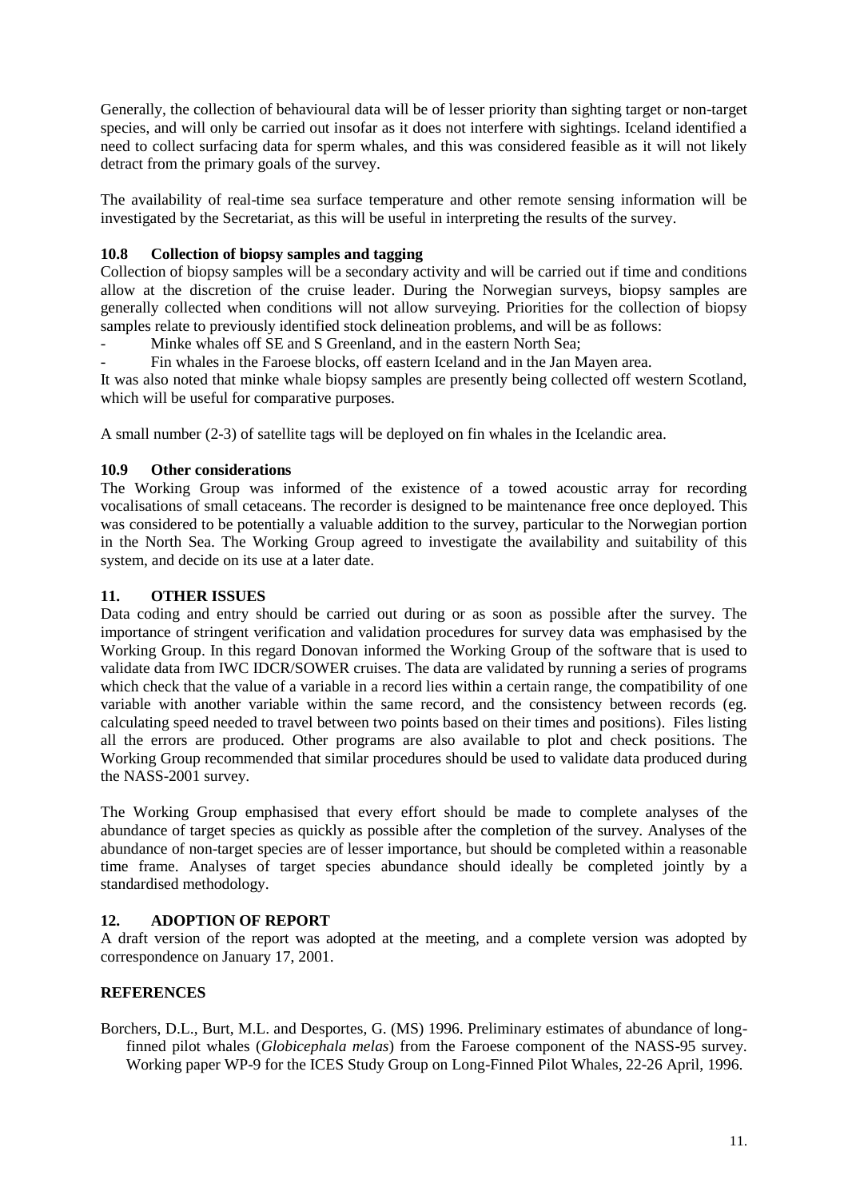Generally, the collection of behavioural data will be of lesser priority than sighting target or non-target species, and will only be carried out insofar as it does not interfere with sightings. Iceland identified a need to collect surfacing data for sperm whales, and this was considered feasible as it will not likely detract from the primary goals of the survey.

The availability of real-time sea surface temperature and other remote sensing information will be investigated by the Secretariat, as this will be useful in interpreting the results of the survey.

### 10.8 Collection of biopsy samples and tagging

Collection of biopsy samples will be a secondary activity and will be carried out if time and conditions allow at the discretion of the cruise leader. During the Norwegian surveys, biopsy samples are generally collected when conditions will not allow surveying. Priorities for the collection of biopsy samples relate to previously identified stock delineation problems, and will be as follows:

- Minke whales off SE and S Greenland, and in the eastern North Sea;
- Fin whales in the Faroese blocks, off eastern Iceland and in the Jan Mayen area.

It was also noted that minke whale biopsy samples are presently being collected off western Scotland, which will be useful for comparative purposes.

A small number (2-3) of satellite tags will be deployed on fin whales in the Icelandic area.

### 10.9 Other considerations

The Working Group was informed of the existence of a towed acoustic array for recording vocalisations of small cetaceans. The recorder is designed to be maintenance free once deployed. This was considered to be potentially a valuable addition to the survey, particular to the Norwegian portion in the North Sea. The Working Group agreed to investigate the availability and suitability of this system, and decide on its use at a later date.

## 11. OTHER ISSUES

Data coding and entry should be carried out during or as soon as possible after the survey. The importance of stringent verification and validation procedures for survey data was emphasised by the Working Group. In this regard Donovan informed the Working Group of the software that is used to validate data from IWC IDCR/SOWER cruises. The data are validated by running a series of programs which check that the value of a variable in a record lies within a certain range, the compatibility of one variable with another variable within the same record, and the consistency between records (eg. calculating speed needed to travel between two points based on their times and positions). Files listing all the errors are produced. Other programs are also available to plot and check positions. The Working Group recommended that similar procedures should be used to validate data produced during the NASS-2001 survey.

The Working Group emphasised that every effort should be made to complete analyses of the abundance of target species as quickly as possible after the completion of the survey. Analyses of the abundance of non-target species are of lesser importance, but should be completed within a reasonable time frame. Analyses of target species abundance should ideally be completed jointly by a standardised methodology.

## 12. ADOPTION OF REPORT

A draft version of the report was adopted at the meeting, and a complete version was adopted by correspondence on January 17, 2001.

## REFERENCES

Borchers, D.L., Burt, M.L. and Desportes, G. (MS) 1996. Preliminary estimates of abundance of long-finned pilot whales (*Globicephala melas*) from the Faroese component of the NASS-95 survey. Working paper WP-9 for the ICES Study Group on Long-Finned Pilot Whales, 22-26 April, 1996.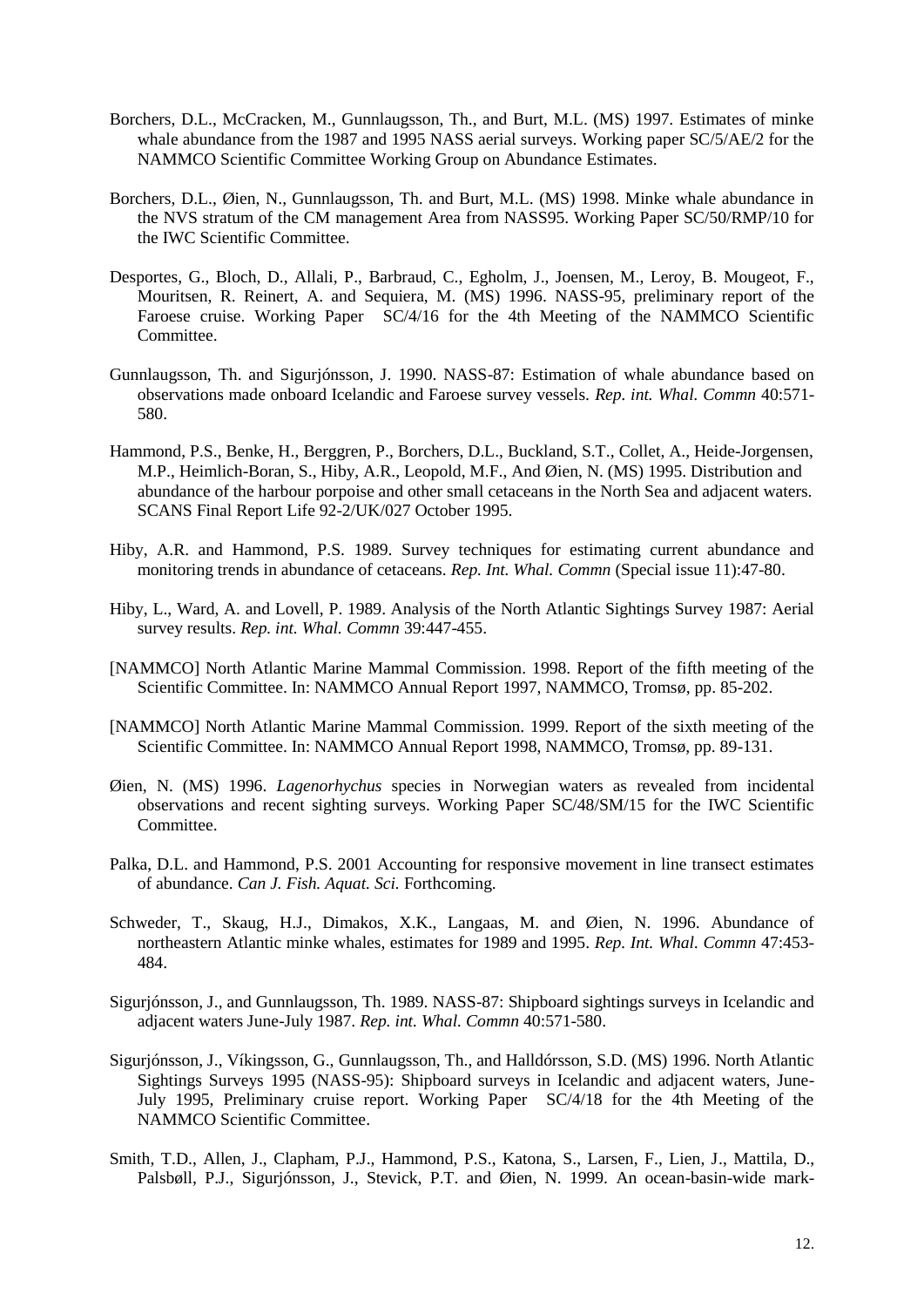Borchers, D.L., McCracken, M., Gunnlaugsson, Th., and Burt, M.L. (MS) 1997. Estimates of minke whale abundance from the 1987 and 1995 NASS aerial surveys. Working paper SC/5/AE/2 for the NAMMCO Scientific Committee Working Group on Abundance Estimates.

Borchers, D.L., Øien, N., Gunnlaugsson, Th. and Burt, M.L. (MS) 1998. Minke whale abundance in the NVS stratum of the CM management Area from NASS95. Working Paper SC/50/RMP/10 for the IWC Scientific Committee.

Desportes, G., Bloch, D., Allali, P., Barbraud, C., Egholm, J., Joensen, M., Leroy, B. Mougeot, F., Mouritsen, R. Reinert, A. and Sequiera, M. (MS) 1996. NASS-95, preliminary report of the Faroese cruise. Working Paper SC/4/16 for the 4th Meeting of the NAMMCO Scientific Committee.

Gunnlaugsson, Th. and Sigurjónsson, J. 1990. NASS-87: Estimation of whale abundance based on observations made onboard Icelandic and Faroese survey vessels. *Rep. int. Whal. Commn* 40:571-580.

Hammond, P.S., Benke, H., Berggren, P., Borchers, D.L., Buckland, S.T., Collet, A., Heide-Jorgensen, M.P., Heimlich-Boran, S., Hiby, A.R., Leopold, M.F., And Øien, N. (MS) 1995. Distribution and abundance of the harbour porpoise and other small cetaceans in the North Sea and adjacent waters. SCANS Final Report Life 92-2/UK/027 October 1995.

Hiby, A.R. and Hammond, P.S. 1989. Survey techniques for estimating current abundance and monitoring trends in abundance of cetaceans. *Rep. Int. Whal. Commn* (Special issue 11):47-80.

Hiby, L., Ward, A. and Lovell, P. 1989. Analysis of the North Atlantic Sightings Survey 1987: Aerial survey results. *Rep. int. Whal. Commn* 39:447-455.

[NAMMCO] North Atlantic Marine Mammal Commission. 1998. Report of the fifth meeting of the Scientific Committee. In: NAMMCO Annual Report 1997, NAMMCO, Tromsø, pp. 85-202.

[NAMMCO] North Atlantic Marine Mammal Commission. 1999. Report of the sixth meeting of the Scientific Committee. In: NAMMCO Annual Report 1998, NAMMCO, Tromsø, pp. 89-131.

Øien, N. (MS) 1996. *Lagenorhychus* species in Norwegian waters as revealed from incidental observations and recent sighting surveys. Working Paper SC/48/SM/15 for the IWC Scientific Committee.

Palka, D.L. and Hammond, P.S. 2001 Accounting for responsive movement in line transect estimates of abundance. *Can J. Fish. Aquat. Sci.* Forthcoming.

Schweder, T., Skaug, H.J., Dimakos, X.K., Langaas, M. and Øien, N. 1996. Abundance of northeastern Atlantic minke whales, estimates for 1989 and 1995. *Rep. Int. Whal. Commn* 47:453-484.

Sigurjónsson, J., and Gunnlaugsson, Th. 1989. NASS-87: Shipboard sightings surveys in Icelandic and adjacent waters June-July 1987. *Rep. int. Whal. Commn* 40:571-580.

Sigurjónsson, J., Víkingsson, G., Gunnlaugsson, Th., and Halldórsson, S.D. (MS) 1996. North Atlantic Sightings Surveys 1995 (NASS-95): Shipboard surveys in Icelandic and adjacent waters, June-July 1995, Preliminary cruise report. Working Paper SC/4/18 for the 4th Meeting of the NAMMCO Scientific Committee.

Smith, T.D., Allen, J., Clapham, P.J., Hammond, P.S., Katona, S., Larsen, F., Lien, J., Mattila, D., Palsbøll, P.J., Sigurjónsson, J., Stevick, P.T. and Øien, N. 1999. An ocean-basin-wide mark-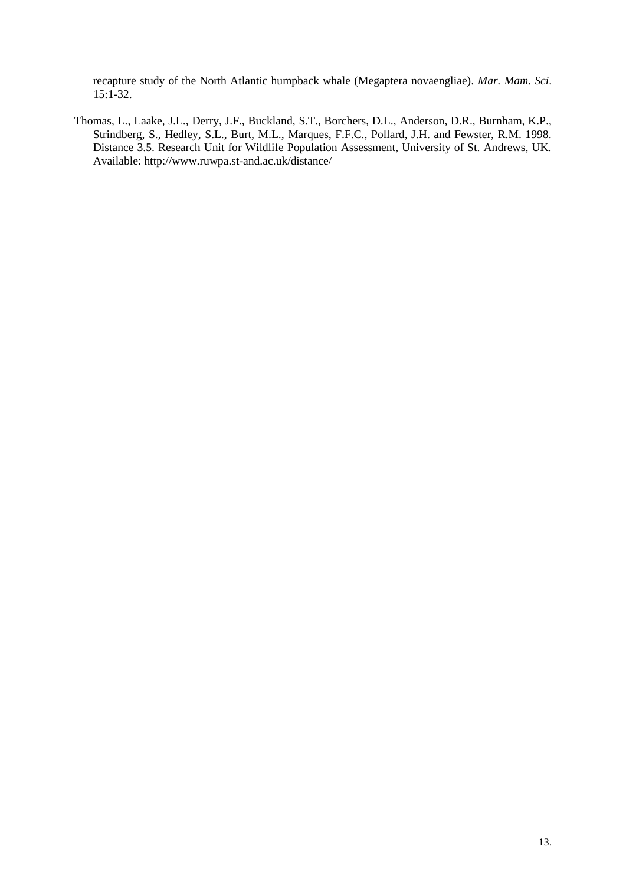recapture study of the North Atlantic humpback whale (Megaptera novaengliae). *Mar. Mam. Sci*. 15:1-32.

Thomas, L., Laake, J.L., Derry, J.F., Buckland, S.T., Borchers, D.L., Anderson, D.R., Burnham, K.P., Strindberg, S., Hedley, S.L., Burt, M.L., Marques, F.F.C., Pollard, J.H. and Fewster, R.M. 1998. Distance 3.5. Research Unit for Wildlife Population Assessment, University of St. Andrews, UK. Available: http://www.ruwpa.st-and.ac.uk/distance/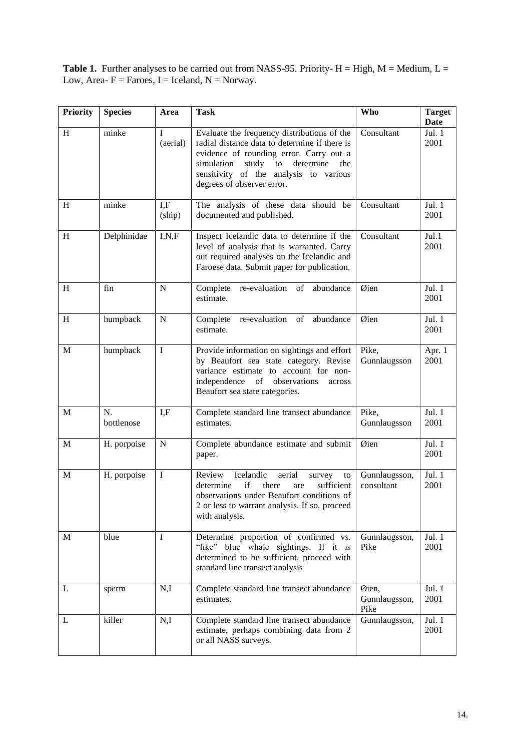**Table 1.** Further analyses to be carried out from NASS-95. Priority- H = High, M = Medium, L = Low, Area- F = Faroes, I = Iceland, N = Norway.

| Priority | Species | Area | Task | Who | Target Date |
|---|---|---|---|---|---|
| H | minke | I (aerial) | Evaluate the frequency distributions of the radial distance data to determine if there is evidence of rounding error. Carry out a simulation study to determine the sensitivity of the analysis to various degrees of observer error. | Consultant | Jul. 1 2001 |
| H | minke | I,F (ship) | The analysis of these data should be documented and published. | Consultant | Jul. 1 2001 |
| H | Delphinidae | I,N,F | Inspect Icelandic data to determine if the level of analysis that is warranted. Carry out required analyses on the Icelandic and Faroese data. Submit paper for publication. | Consultant | Jul.1 2001 |
| H | fin | N | Complete re-evaluation of abundance estimate. | Øien | Jul. 1 2001 |
| H | humpback | N | Complete re-evaluation of abundance estimate. | Øien | Jul. 1 2001 |
| M | humpback | I | Provide information on sightings and effort by Beaufort sea state category. Revise variance estimate to account for non-independence of observations across Beaufort sea state categories. | Pike, Gunnlaugsson | Apr. 1 2001 |
| M | N. bottlenose | I,F | Complete standard line transect abundance estimates. | Pike, Gunnlaugsson | Jul. 1 2001 |
| M | H. porpoise | N | Complete abundance estimate and submit paper. | Øien | Jul. 1 2001 |
| M | H. porpoise | I | Review Icelandic aerial survey to determine if there are sufficient observations under Beaufort conditions of 2 or less to warrant analysis. If so, proceed with analysis. | Gunnlaugsson, consultant | Jul. 1 2001 |
| M | blue | I | Determine proportion of confirmed vs. "like" blue whale sightings. If it is determined to be sufficient, proceed with standard line transect analysis | Gunnlaugsson, Pike | Jul. 1 2001 |
| L | sperm | N,I | Complete standard line transect abundance estimates. | Øien, Gunnlaugsson, Pike | Jul. 1 2001 |
| L | killer | N,I | Complete standard line transect abundance estimate, perhaps combining data from 2 or all NASS surveys. | Gunnlaugsson, | Jul. 1 2001 |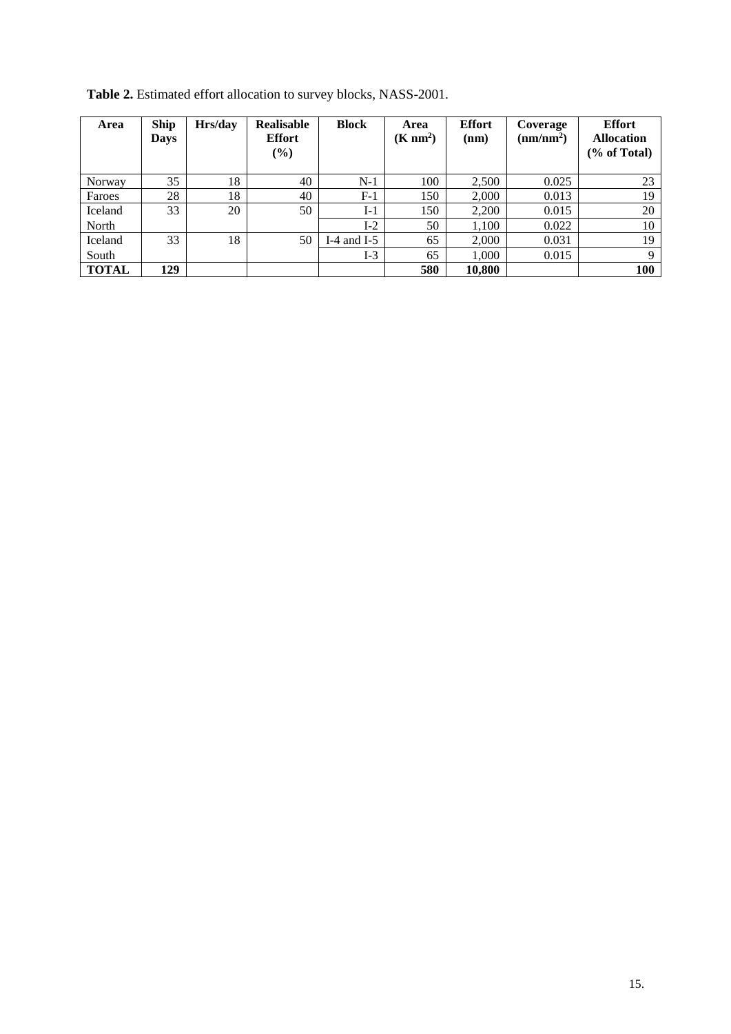**Table 2.** Estimated effort allocation to survey blocks, NASS-2001.

| Area | Ship Days | Hrs/day | Realisable Effort (%) | Block | Area (K $nm^2$) | Effort (nm) | Coverage ($nm/nm^2$) | Effort Allocation (% of Total) |
|---|---|---|---|---|---|---|---|---|
| Norway | 35 | 18 | 40 | N-1 | 100 | 2,500 | 0.025 | 23 |
| Faroes | 28 | 18 | 40 | F-1 | 150 | 2,000 | 0.013 | 19 |
| Iceland | 33 | 20 | 50 | I-1 | 150 | 2,200 | 0.015 | 20 |
| North | | | | I-2 | 50 | 1,100 | 0.022 | 10 |
| Iceland | 33 | 18 | 50 | I-4 and I-5 | 65 | 2,000 | 0.031 | 19 |
| South | | | | I-3 | 65 | 1,000 | 0.015 | 9 |
| **TOTAL** | **129** | | | | **580** | **10,800** | | **100** |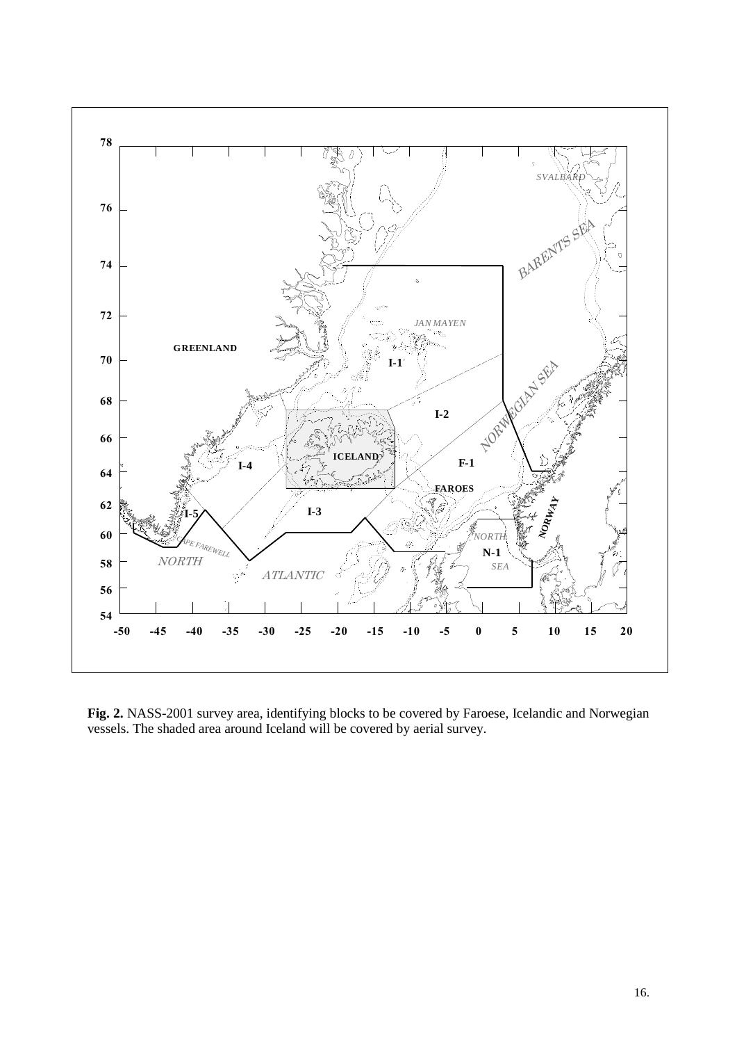**Fig. 2.** NASS-2001 survey area, identifying blocks to be covered by Faroese, Icelandic and Norwegian vessels. The shaded area around Iceland will be covered by aerial survey.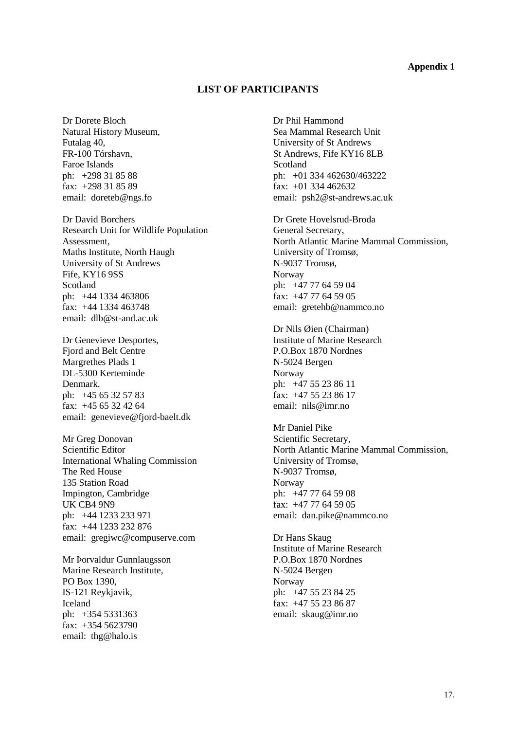**Appendix 1**

## LIST OF PARTICIPANTS

Dr Dorete Bloch
Natural History Museum,
Futalag 40,
FR-100 Tórshavn,
Faroe Islands
ph: +298 31 85 88
fax: +298 31 85 89
email: doreteb@ngs.fo

Dr David Borchers
Research Unit for Wildlife Population Assessment,
Maths Institute, North Haugh
University of St Andrews
Fife, KY16 9SS
Scotland
ph: +44 1334 463806
fax: +44 1334 463748
email: dlb@st-and.ac.uk

Dr Genevieve Desportes,
Fjord and Belt Centre
Margrethes Plads 1
DL-5300 Kerteminde
Denmark.
ph: +45 65 32 57 83
fax: +45 65 32 42 64
email: genevieve@fjord-baelt.dk

Mr Greg Donovan
Scientific Editor
International Whaling Commission
The Red House
135 Station Road
Impington, Cambridge
UK CB4 9N9
ph: +44 1233 233 971
fax: +44 1233 232 876
email: gregiwc@compuserve.com

Mr Þorvaldur Gunnlaugsson
Marine Research Institute,
PO Box 1390,
IS-121 Reykjavik,
Iceland
ph: +354 5331363
fax: +354 5623790
email: thg@halo.is

Dr Phil Hammond
Sea Mammal Research Unit
University of St Andrews
St Andrews, Fife KY16 8LB
Scotland
ph: +01 334 462630/463222
fax: +01 334 462632
email: psh2@st-andrews.ac.uk

Dr Grete Hovelsrud-Broda
General Secretary,
North Atlantic Marine Mammal Commission,
University of Tromsø,
N-9037 Tromsø,
Norway
ph: +47 77 64 59 04
fax: +47 77 64 59 05
email: gretehb@nammco.no

Dr Nils Øien (Chairman)
Institute of Marine Research
P.O.Box 1870 Nordnes
N-5024 Bergen
Norway
ph: +47 55 23 86 11
fax: +47 55 23 86 17
email: nils@imr.no

Mr Daniel Pike
Scientific Secretary,
North Atlantic Marine Mammal Commission,
University of Tromsø,
N-9037 Tromsø,
Norway
ph: +47 77 64 59 08
fax: +47 77 64 59 05
email: dan.pike@nammco.no

Dr Hans Skaug
Institute of Marine Research
P.O.Box 1870 Nordnes
N-5024 Bergen
Norway
ph: +47 55 23 84 25
fax: +47 55 23 86 87
email: skaug@imr.no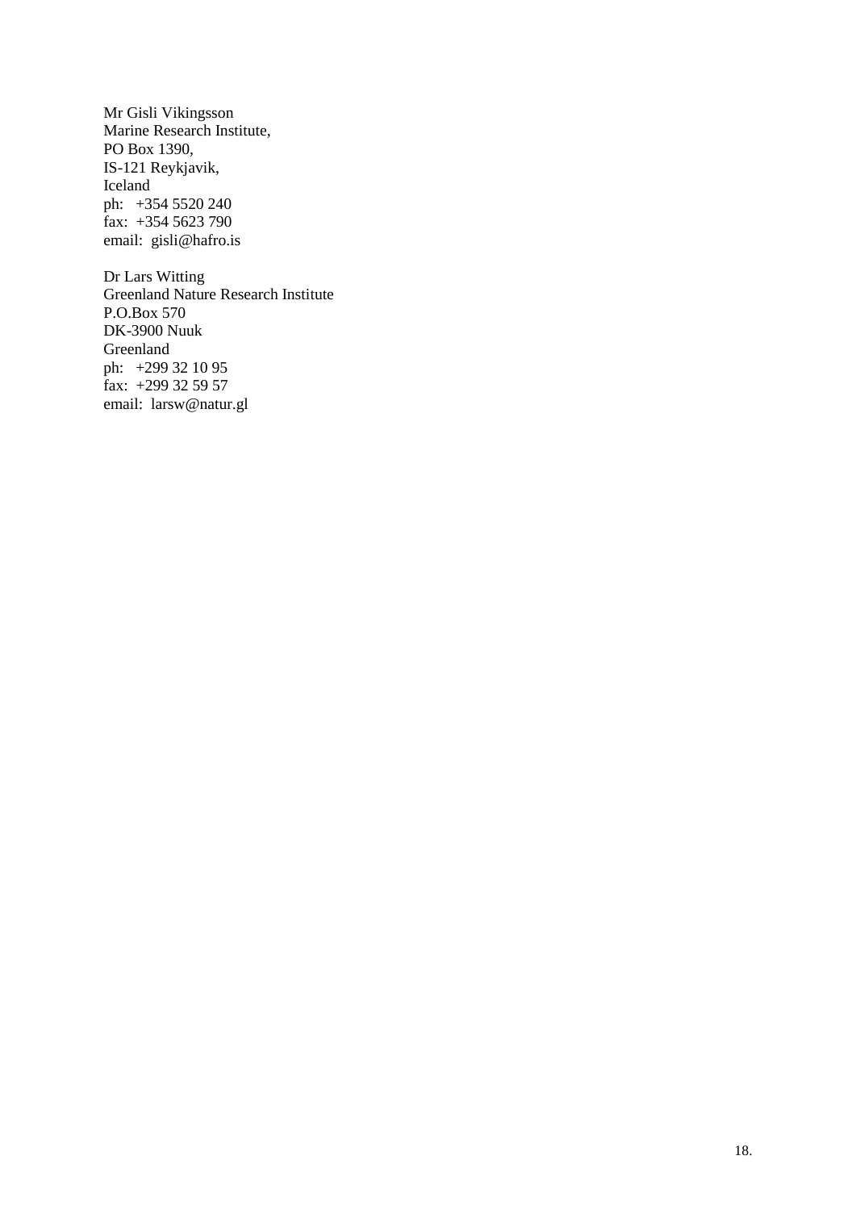Mr Gisli Vikingsson
Marine Research Institute,
PO Box 1390,
IS-121 Reykjavik,
Iceland
ph: +354 5520 240
fax: +354 5623 790
email: gisli@hafro.is

Dr Lars Witting
Greenland Nature Research Institute
P.O.Box 570
DK-3900 Nuuk
Greenland
ph: +299 32 10 95
fax: +299 32 59 57
email: larsw@natur.gl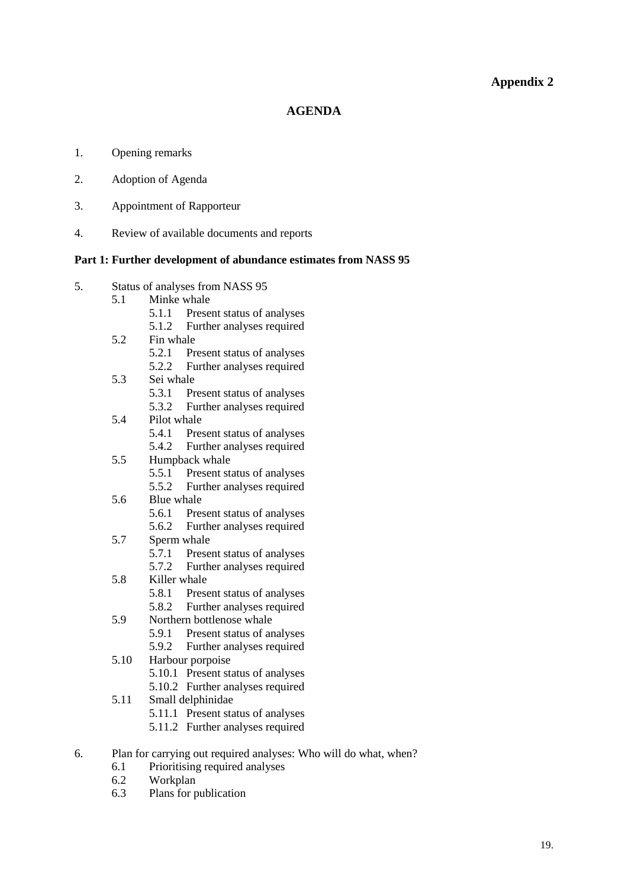**Appendix 2**

## AGENDA

1. Opening remarks

2. Adoption of Agenda

3. Appointment of Rapporteur

4. Review of available documents and reports

**Part 1: Further development of abundance estimates from NASS 95**

5. Status of analyses from NASS 95
   - 5.1 Minke whale
     - 5.1.1 Present status of analyses
     - 5.1.2 Further analyses required
   - 5.2 Fin whale
     - 5.2.1 Present status of analyses
     - 5.2.2 Further analyses required
   - 5.3 Sei whale
     - 5.3.1 Present status of analyses
     - 5.3.2 Further analyses required
   - 5.4 Pilot whale
     - 5.4.1 Present status of analyses
     - 5.4.2 Further analyses required
   - 5.5 Humpback whale
     - 5.5.1 Present status of analyses
     - 5.5.2 Further analyses required
   - 5.6 Blue whale
     - 5.6.1 Present status of analyses
     - 5.6.2 Further analyses required
   - 5.7 Sperm whale
     - 5.7.1 Present status of analyses
     - 5.7.2 Further analyses required
   - 5.8 Killer whale
     - 5.8.1 Present status of analyses
     - 5.8.2 Further analyses required
   - 5.9 Northern bottlenose whale
     - 5.9.1 Present status of analyses
     - 5.9.2 Further analyses required
   - 5.10 Harbour porpoise
     - 5.10.1 Present status of analyses
     - 5.10.2 Further analyses required
   - 5.11 Small delphinidae
     - 5.11.1 Present status of analyses
     - 5.11.2 Further analyses required

6. Plan for carrying out required analyses: Who will do what, when?
   - 6.1 Prioritising required analyses
   - 6.2 Workplan
   - 6.3 Plans for publication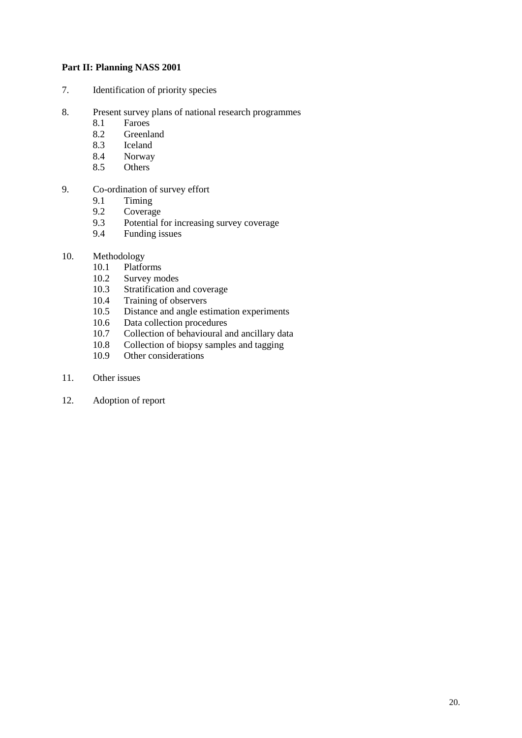**Part II: Planning NASS 2001**

7. Identification of priority species

8. Present survey plans of national research programmes
   - 8.1 Faroes
   - 8.2 Greenland
   - 8.3 Iceland
   - 8.4 Norway
   - 8.5 Others

9. Co-ordination of survey effort
   - 9.1 Timing
   - 9.2 Coverage
   - 9.3 Potential for increasing survey coverage
   - 9.4 Funding issues

10. Methodology
    - 10.1 Platforms
    - 10.2 Survey modes
    - 10.3 Stratification and coverage
    - 10.4 Training of observers
    - 10.5 Distance and angle estimation experiments
    - 10.6 Data collection procedures
    - 10.7 Collection of behavioural and ancillary data
    - 10.8 Collection of biopsy samples and tagging
    - 10.9 Other considerations

11. Other issues

12. Adoption of report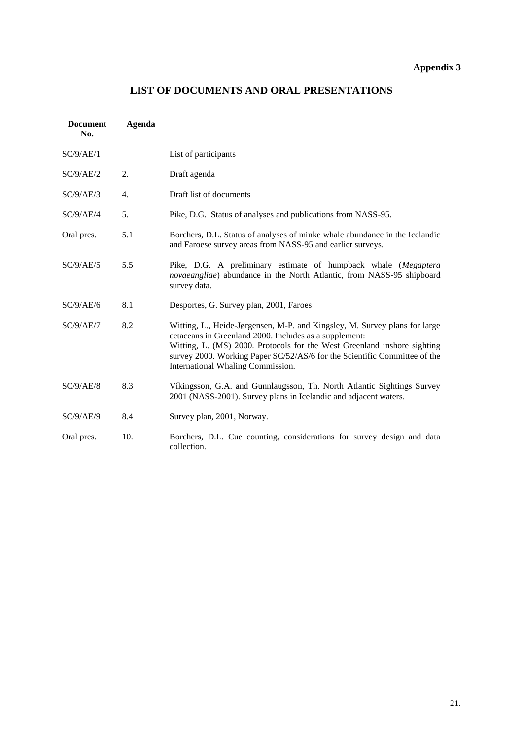**Appendix 3**

# LIST OF DOCUMENTS AND ORAL PRESENTATIONS

| Document No. | Agenda | |
|---|---|---|
| SC/9/AE/1 | | List of participants |
| SC/9/AE/2 | 2. | Draft agenda |
| SC/9/AE/3 | 4. | Draft list of documents |
| SC/9/AE/4 | 5. | Pike, D.G. Status of analyses and publications from NASS-95. |
| Oral pres. | 5.1 | Borchers, D.L. Status of analyses of minke whale abundance in the Icelandic and Faroese survey areas from NASS-95 and earlier surveys. |
| SC/9/AE/5 | 5.5 | Pike, D.G. A preliminary estimate of humpback whale (*Megaptera novaeangliae*) abundance in the North Atlantic, from NASS-95 shipboard survey data. |
| SC/9/AE/6 | 8.1 | Desportes, G. Survey plan, 2001, Faroes |
| SC/9/AE/7 | 8.2 | Witting, L., Heide-Jørgensen, M-P. and Kingsley, M. Survey plans for large cetaceans in Greenland 2000. Includes as a supplement: Witting, L. (MS) 2000. Protocols for the West Greenland inshore sighting survey 2000. Working Paper SC/52/AS/6 for the Scientific Committee of the International Whaling Commission. |
| SC/9/AE/8 | 8.3 | Víkingsson, G.A. and Gunnlaugsson, Th. North Atlantic Sightings Survey 2001 (NASS-2001). Survey plans in Icelandic and adjacent waters. |
| SC/9/AE/9 | 8.4 | Survey plan, 2001, Norway. |
| Oral pres. | 10. | Borchers, D.L. Cue counting, considerations for survey design and data collection. |